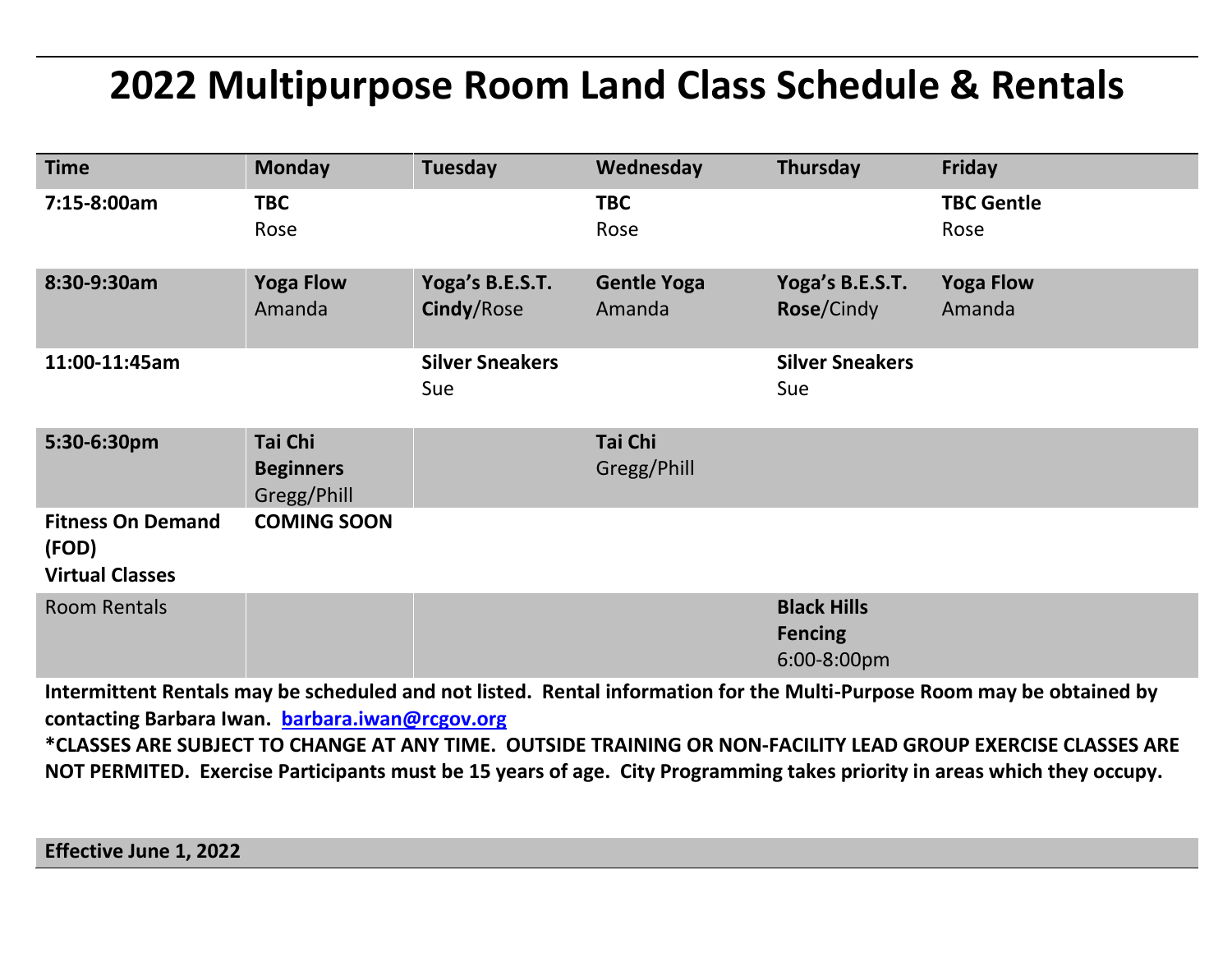# 2022 Multipurpose Room Land Class Schedule & Rentals

| Time | Monday | Tuesday | Wednesday | Thursday | Friday |
|---|---|---|---|---|---|
| **7:15-8:00am** | **TBC** Rose | | **TBC** Rose | | **TBC Gentle** Rose |
| **8:30-9:30am** | **Yoga Flow** Amanda | **Yoga's B.E.S.T.** **Cindy**/Rose | **Gentle Yoga** Amanda | **Yoga's B.E.S.T.** **Rose**/Cindy | **Yoga Flow** Amanda |
| **11:00-11:45am** | | **Silver Sneakers** Sue | | **Silver Sneakers** Sue | |
| **5:30-6:30pm** | **Tai Chi Beginners** Gregg/Phill | | **Tai Chi** Gregg/Phill | | |
| **Fitness On Demand (FOD) Virtual Classes** | **COMING SOON** | | | | |
| Room Rentals | | | | **Black Hills Fencing** 6:00-8:00pm | |

**Intermittent Rentals may be scheduled and not listed. Rental information for the Multi-Purpose Room may be obtained by contacting Barbara Iwan. barbara.iwan@rcgov.org**

**\*CLASSES ARE SUBJECT TO CHANGE AT ANY TIME. OUTSIDE TRAINING OR NON-FACILITY LEAD GROUP EXERCISE CLASSES ARE NOT PERMITED. Exercise Participants must be 15 years of age. City Programming takes priority in areas which they occupy.**

**Effective June 1, 2022**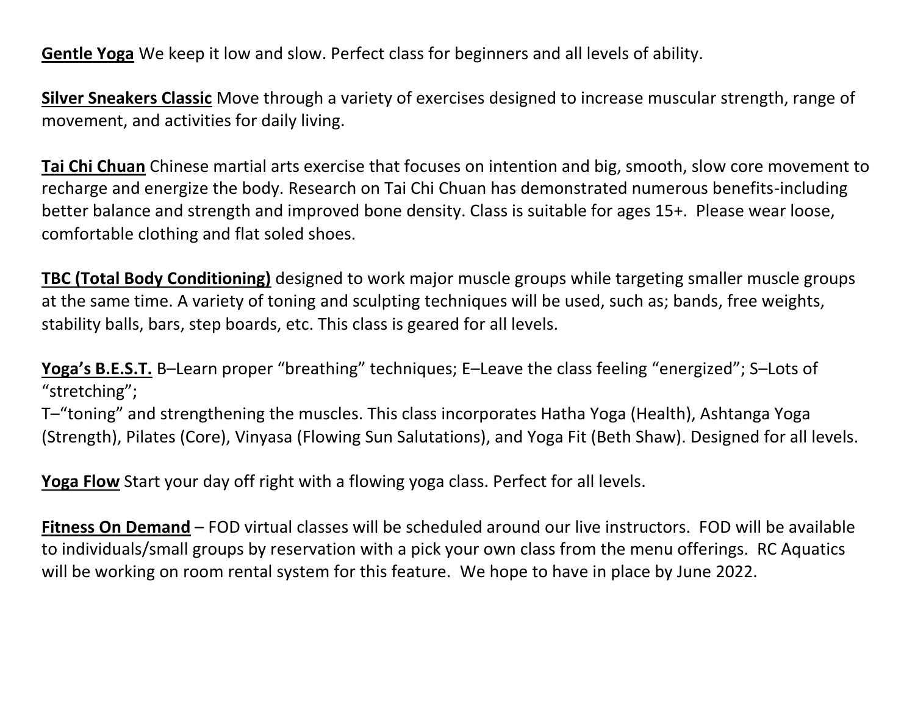**Gentle Yoga** We keep it low and slow. Perfect class for beginners and all levels of ability.

**Silver Sneakers Classic** Move through a variety of exercises designed to increase muscular strength, range of movement, and activities for daily living.

**Tai Chi Chuan** Chinese martial arts exercise that focuses on intention and big, smooth, slow core movement to recharge and energize the body. Research on Tai Chi Chuan has demonstrated numerous benefits-including better balance and strength and improved bone density. Class is suitable for ages 15+. Please wear loose, comfortable clothing and flat soled shoes.

**TBC (Total Body Conditioning)** designed to work major muscle groups while targeting smaller muscle groups at the same time. A variety of toning and sculpting techniques will be used, such as; bands, free weights, stability balls, bars, step boards, etc. This class is geared for all levels.

**Yoga's B.E.S.T.** B–Learn proper "breathing" techniques; E–Leave the class feeling "energized"; S–Lots of "stretching";
T–"toning" and strengthening the muscles. This class incorporates Hatha Yoga (Health), Ashtanga Yoga (Strength), Pilates (Core), Vinyasa (Flowing Sun Salutations), and Yoga Fit (Beth Shaw). Designed for all levels.

**Yoga Flow** Start your day off right with a flowing yoga class. Perfect for all levels.

**Fitness On Demand** – FOD virtual classes will be scheduled around our live instructors. FOD will be available to individuals/small groups by reservation with a pick your own class from the menu offerings. RC Aquatics will be working on room rental system for this feature. We hope to have in place by June 2022.